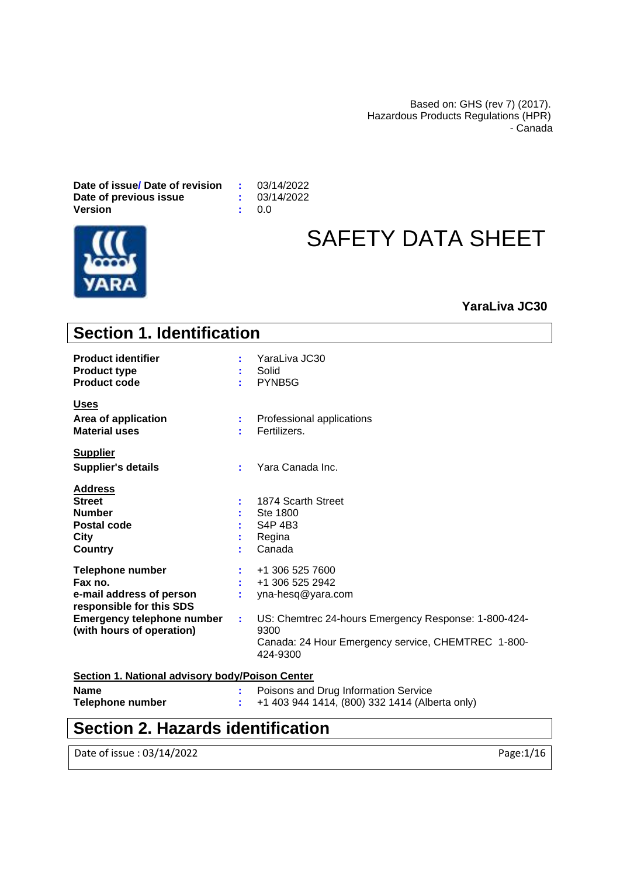Based on: GHS (rev 7) (2017).
Hazardous Products Regulations (HPR)
- Canada

**Date of issue/ Date of revision** : 03/14/2022
**Date of previous issue** : 03/14/2022
**Version** : 0.0

# SAFETY DATA SHEET

**YaraLiva JC30**

## Section 1. Identification

**Product identifier** : YaraLiva JC30
**Product type** : Solid
**Product code** : PYNB5G

**Uses**

**Area of application** : Professional applications
**Material uses** : Fertilizers.

**Supplier**

**Supplier's details** : Yara Canada Inc.

**Address**

**Street** : 1874 Scarth Street
**Number** : Ste 1800
**Postal code** : S4P 4B3
**City** : Regina
**Country** : Canada

**Telephone number** : +1 306 525 7600
**Fax no.** : +1 306 525 2942
**e-mail address of person responsible for this SDS** : yna-hesq@yara.com
**Emergency telephone number (with hours of operation)** : US: Chemtrec 24-hours Emergency Response: 1-800-424-9300
Canada: 24 Hour Emergency service, CHEMTREC 1-800-424-9300

**Section 1. National advisory body/Poison Center**

**Name** : Poisons and Drug Information Service
**Telephone number** : +1 403 944 1414, (800) 332 1414 (Alberta only)

## Section 2. Hazards identification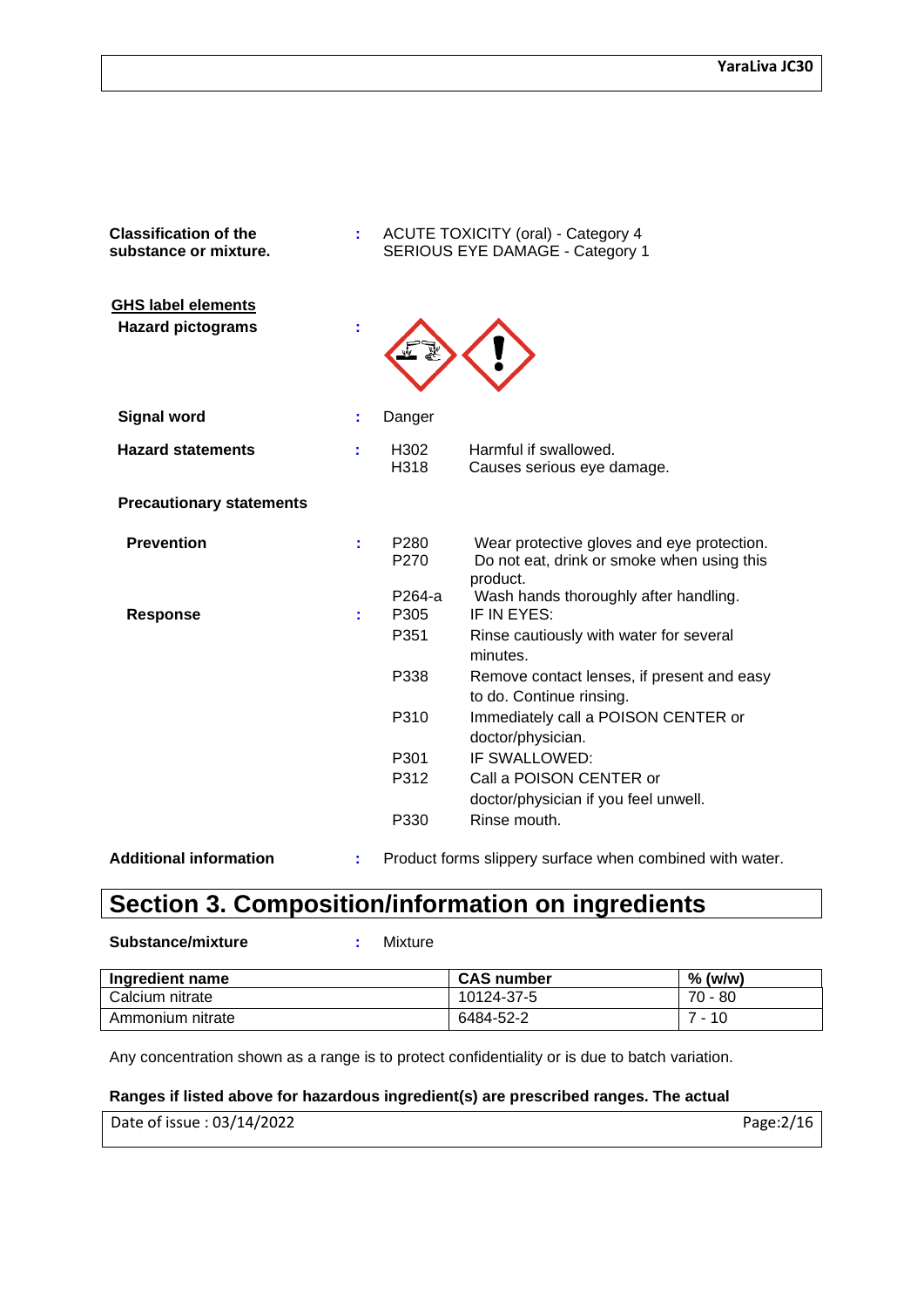**Classification of the substance or mixture.** : ACUTE TOXICITY (oral) - Category 4
SERIOUS EYE DAMAGE - Category 1

**GHS label elements**

**Hazard pictograms** :

**Signal word** : Danger

**Hazard statements** :

| | |
|---|---|
| H302 | Harmful if swallowed. |
| H318 | Causes serious eye damage. |

**Precautionary statements**

**Prevention** :

| | |
|---|---|
| P280 | Wear protective gloves and eye protection. |
| P270 | Do not eat, drink or smoke when using this product. |
| P264-a | Wash hands thoroughly after handling. |

**Response** :

| | |
|---|---|
| P305 | IF IN EYES: |
| P351 | Rinse cautiously with water for several minutes. |
| P338 | Remove contact lenses, if present and easy to do. Continue rinsing. |
| P310 | Immediately call a POISON CENTER or doctor/physician. |
| P301 | IF SWALLOWED: |
| P312 | Call a POISON CENTER or doctor/physician if you feel unwell. |
| P330 | Rinse mouth. |

**Additional information** : Product forms slippery surface when combined with water.

# Section 3. Composition/information on ingredients

**Substance/mixture** : Mixture

| Ingredient name | CAS number | % (w/w) |
|---|---|---|
| Calcium nitrate | 10124-37-5 | 70 - 80 |
| Ammonium nitrate | 6484-52-2 | 7 - 10 |

Any concentration shown as a range is to protect confidentiality or is due to batch variation.

**Ranges if listed above for hazardous ingredient(s) are prescribed ranges. The actual**

Date of issue : 03/14/2022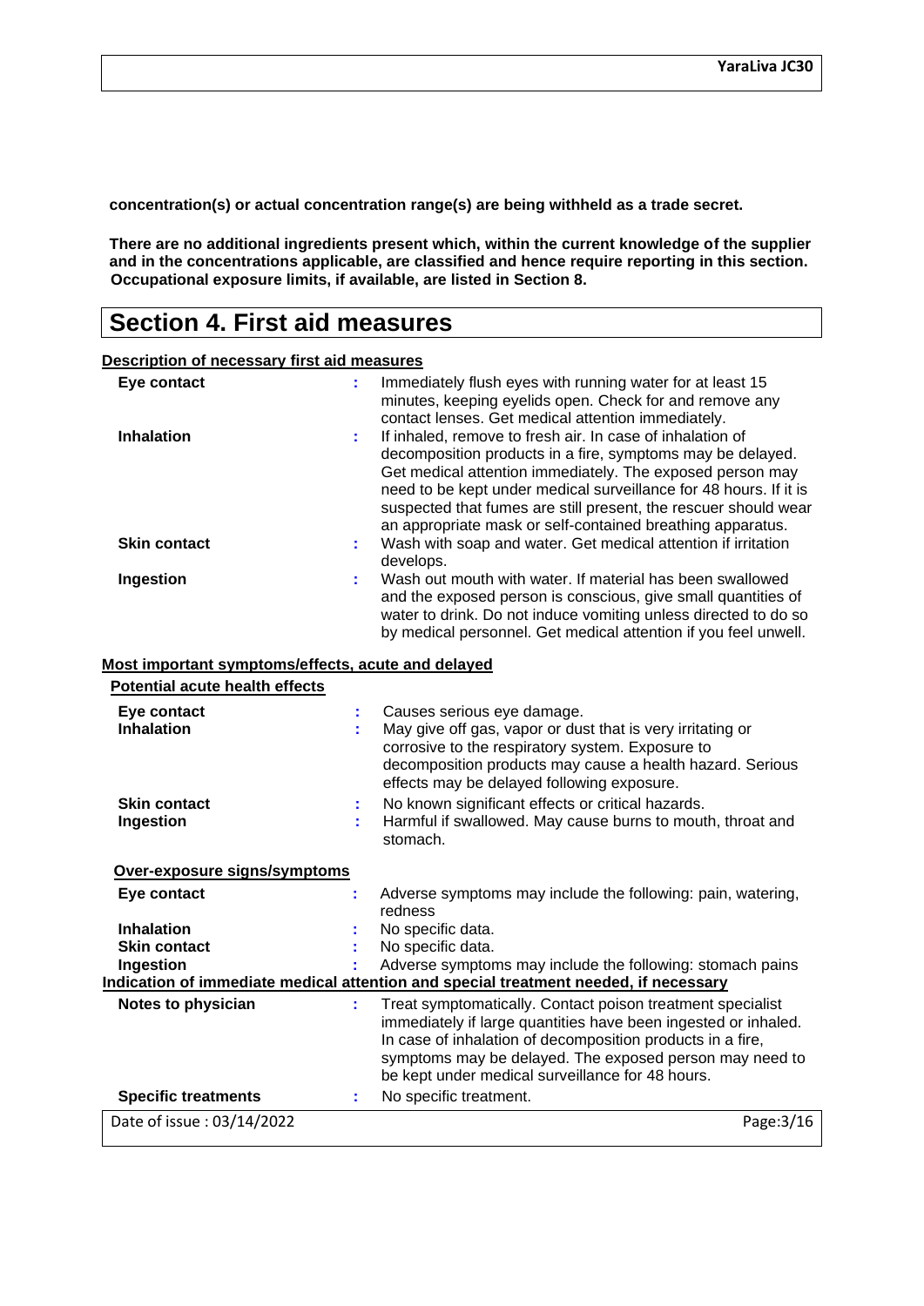**concentration(s) or actual concentration range(s) are being withheld as a trade secret.**

**There are no additional ingredients present which, within the current knowledge of the supplier and in the concentrations applicable, are classified and hence require reporting in this section. Occupational exposure limits, if available, are listed in Section 8.**

# Section 4. First aid measures

## Description of necessary first aid measures

| | | |
|---|---|---|
| **Eye contact** | : | Immediately flush eyes with running water for at least 15 minutes, keeping eyelids open. Check for and remove any contact lenses. Get medical attention immediately. |
| **Inhalation** | : | If inhaled, remove to fresh air. In case of inhalation of decomposition products in a fire, symptoms may be delayed. Get medical attention immediately. The exposed person may need to be kept under medical surveillance for 48 hours. If it is suspected that fumes are still present, the rescuer should wear an appropriate mask or self-contained breathing apparatus. |
| **Skin contact** | : | Wash with soap and water. Get medical attention if irritation develops. |
| **Ingestion** | : | Wash out mouth with water. If material has been swallowed and the exposed person is conscious, give small quantities of water to drink. Do not induce vomiting unless directed to do so by medical personnel. Get medical attention if you feel unwell. |

## Most important symptoms/effects, acute and delayed

### Potential acute health effects

| | | |
|---|---|---|
| **Eye contact** | : | Causes serious eye damage. |
| **Inhalation** | : | May give off gas, vapor or dust that is very irritating or corrosive to the respiratory system. Exposure to decomposition products may cause a health hazard. Serious effects may be delayed following exposure. |
| **Skin contact** | : | No known significant effects or critical hazards. |
| **Ingestion** | : | Harmful if swallowed. May cause burns to mouth, throat and stomach. |

### Over-exposure signs/symptoms

| | | |
|---|---|---|
| **Eye contact** | : | Adverse symptoms may include the following: pain, watering, redness |
| **Inhalation** | : | No specific data. |
| **Skin contact** | : | No specific data. |
| **Ingestion** | : | Adverse symptoms may include the following: stomach pains |

## Indication of immediate medical attention and special treatment needed, if necessary

| | | |
|---|---|---|
| **Notes to physician** | : | Treat symptomatically. Contact poison treatment specialist immediately if large quantities have been ingested or inhaled. In case of inhalation of decomposition products in a fire, symptoms may be delayed. The exposed person may need to be kept under medical surveillance for 48 hours. |
| **Specific treatments** | : | No specific treatment. |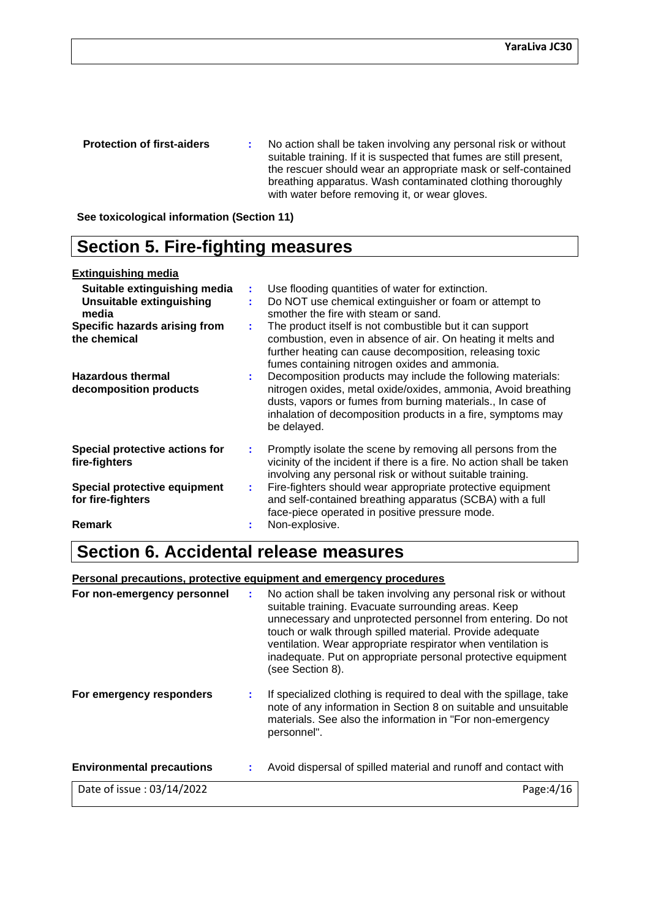**Protection of first-aiders** : No action shall be taken involving any personal risk or without suitable training. If it is suspected that fumes are still present, the rescuer should wear an appropriate mask or self-contained breathing apparatus. Wash contaminated clothing thoroughly with water before removing it, or wear gloves.

**See toxicological information (Section 11)**

## Section 5. Fire-fighting measures

**Extinguishing media**

**Suitable extinguishing media** : Use flooding quantities of water for extinction.

**Unsuitable extinguishing media** : Do NOT use chemical extinguisher or foam or attempt to smother the fire with steam or sand.

**Specific hazards arising from the chemical** : The product itself is not combustible but it can support combustion, even in absence of air. On heating it melts and further heating can cause decomposition, releasing toxic fumes containing nitrogen oxides and ammonia.

**Hazardous thermal decomposition products** : Decomposition products may include the following materials: nitrogen oxides, metal oxide/oxides, ammonia, Avoid breathing dusts, vapors or fumes from burning materials., In case of inhalation of decomposition products in a fire, symptoms may be delayed.

**Special protective actions for fire-fighters** : Promptly isolate the scene by removing all persons from the vicinity of the incident if there is a fire. No action shall be taken involving any personal risk or without suitable training.

**Special protective equipment for fire-fighters** : Fire-fighters should wear appropriate protective equipment and self-contained breathing apparatus (SCBA) with a full face-piece operated in positive pressure mode.

**Remark** : Non-explosive.

## Section 6. Accidental release measures

**Personal precautions, protective equipment and emergency procedures**

**For non-emergency personnel** : No action shall be taken involving any personal risk or without suitable training. Evacuate surrounding areas. Keep unnecessary and unprotected personnel from entering. Do not touch or walk through spilled material. Provide adequate ventilation. Wear appropriate respirator when ventilation is inadequate. Put on appropriate personal protective equipment (see Section 8).

**For emergency responders** : If specialized clothing is required to deal with the spillage, take note of any information in Section 8 on suitable and unsuitable materials. See also the information in "For non-emergency personnel".

**Environmental precautions** : Avoid dispersal of spilled material and runoff and contact with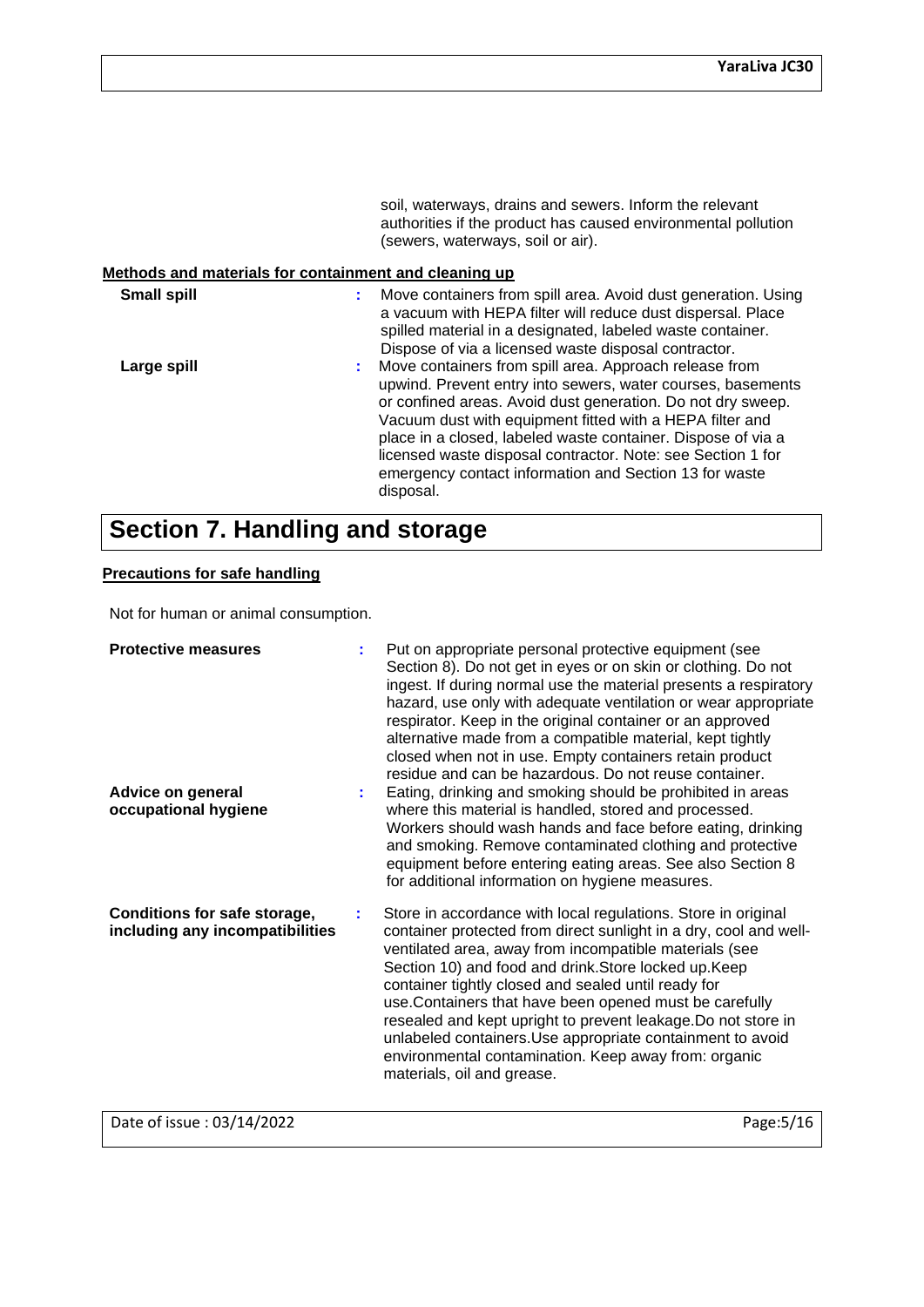soil, waterways, drains and sewers. Inform the relevant authorities if the product has caused environmental pollution (sewers, waterways, soil or air).

**Methods and materials for containment and cleaning up**

**Small spill** : Move containers from spill area. Avoid dust generation. Using a vacuum with HEPA filter will reduce dust dispersal. Place spilled material in a designated, labeled waste container. Dispose of via a licensed waste disposal contractor.

**Large spill** : Move containers from spill area. Approach release from upwind. Prevent entry into sewers, water courses, basements or confined areas. Avoid dust generation. Do not dry sweep. Vacuum dust with equipment fitted with a HEPA filter and place in a closed, labeled waste container. Dispose of via a licensed waste disposal contractor. Note: see Section 1 for emergency contact information and Section 13 for waste disposal.

# Section 7. Handling and storage

**Precautions for safe handling**

Not for human or animal consumption.

**Protective measures** : Put on appropriate personal protective equipment (see Section 8). Do not get in eyes or on skin or clothing. Do not ingest. If during normal use the material presents a respiratory hazard, use only with adequate ventilation or wear appropriate respirator. Keep in the original container or an approved alternative made from a compatible material, kept tightly closed when not in use. Empty containers retain product residue and can be hazardous. Do not reuse container.

**Advice on general occupational hygiene** : Eating, drinking and smoking should be prohibited in areas where this material is handled, stored and processed. Workers should wash hands and face before eating, drinking and smoking. Remove contaminated clothing and protective equipment before entering eating areas. See also Section 8 for additional information on hygiene measures.

**Conditions for safe storage, including any incompatibilities** : Store in accordance with local regulations. Store in original container protected from direct sunlight in a dry, cool and well-ventilated area, away from incompatible materials (see Section 10) and food and drink.Store locked up.Keep container tightly closed and sealed until ready for use.Containers that have been opened must be carefully resealed and kept upright to prevent leakage.Do not store in unlabeled containers.Use appropriate containment to avoid environmental contamination. Keep away from: organic materials, oil and grease.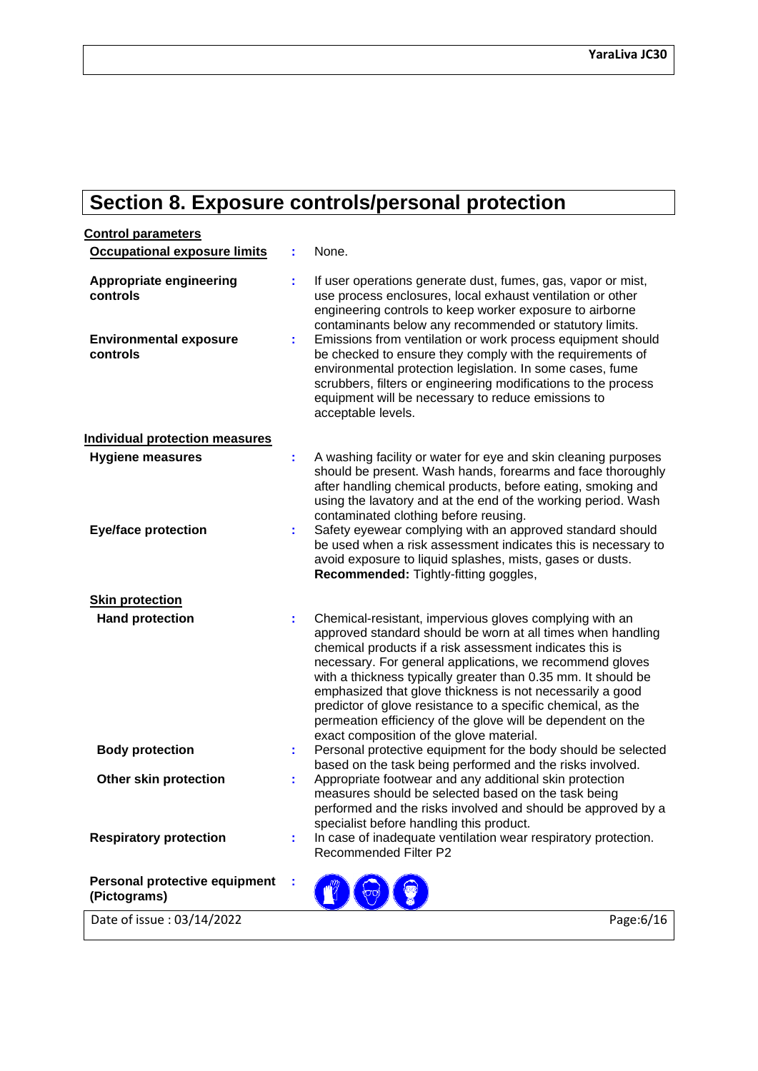# Section 8. Exposure controls/personal protection

**Control parameters**

**Occupational exposure limits** : None.

**Appropriate engineering controls** : If user operations generate dust, fumes, gas, vapor or mist, use process enclosures, local exhaust ventilation or other engineering controls to keep worker exposure to airborne contaminants below any recommended or statutory limits.

**Environmental exposure controls** : Emissions from ventilation or work process equipment should be checked to ensure they comply with the requirements of environmental protection legislation. In some cases, fume scrubbers, filters or engineering modifications to the process equipment will be necessary to reduce emissions to acceptable levels.

**Individual protection measures**

**Hygiene measures** : A washing facility or water for eye and skin cleaning purposes should be present. Wash hands, forearms and face thoroughly after handling chemical products, before eating, smoking and using the lavatory and at the end of the working period. Wash contaminated clothing before reusing.

**Eye/face protection** : Safety eyewear complying with an approved standard should be used when a risk assessment indicates this is necessary to avoid exposure to liquid splashes, mists, gases or dusts. **Recommended:** Tightly-fitting goggles,

**Skin protection**

**Hand protection** : Chemical-resistant, impervious gloves complying with an approved standard should be worn at all times when handling chemical products if a risk assessment indicates this is necessary. For general applications, we recommend gloves with a thickness typically greater than 0.35 mm. It should be emphasized that glove thickness is not necessarily a good predictor of glove resistance to a specific chemical, as the permeation efficiency of the glove will be dependent on the exact composition of the glove material.

**Body protection** : Personal protective equipment for the body should be selected based on the task being performed and the risks involved.

**Other skin protection** : Appropriate footwear and any additional skin protection measures should be selected based on the task being performed and the risks involved and should be approved by a specialist before handling this product.

**Respiratory protection** : In case of inadequate ventilation wear respiratory protection. Recommended Filter P2

**Personal protective equipment (Pictograms)** :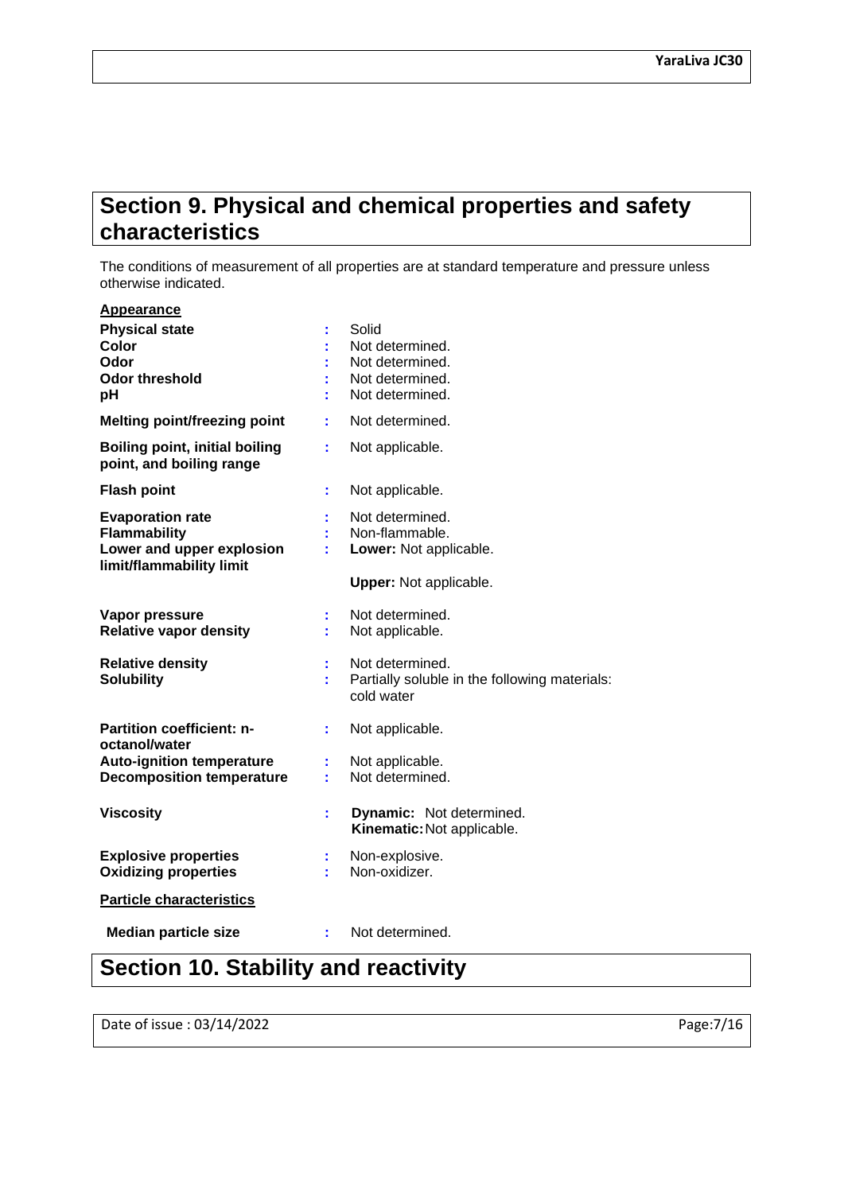## Section 9. Physical and chemical properties and safety characteristics

The conditions of measurement of all properties are at standard temperature and pressure unless otherwise indicated.

**Appearance**

| | | |
|---|---|---|
| **Physical state** | : | Solid |
| **Color** | : | Not determined. |
| **Odor** | : | Not determined. |
| **Odor threshold** | : | Not determined. |
| **pH** | : | Not determined. |
| **Melting point/freezing point** | : | Not determined. |
| **Boiling point, initial boiling point, and boiling range** | : | Not applicable. |
| **Flash point** | : | Not applicable. |
| **Evaporation rate** | : | Not determined. |
| **Flammability** | : | Non-flammable. |
| **Lower and upper explosion limit/flammability limit** | : | **Lower:** Not applicable. **Upper:** Not applicable. |
| **Vapor pressure** | : | Not determined. |
| **Relative vapor density** | : | Not applicable. |
| **Relative density** | : | Not determined. |
| **Solubility** | : | Partially soluble in the following materials: cold water |
| **Partition coefficient: n-octanol/water** | : | Not applicable. |
| **Auto-ignition temperature** | : | Not applicable. |
| **Decomposition temperature** | : | Not determined. |
| **Viscosity** | : | **Dynamic:** Not determined. **Kinematic:** Not applicable. |
| **Explosive properties** | : | Non-explosive. |
| **Oxidizing properties** | : | Non-oxidizer. |

**Particle characteristics**

| | | |
|---|---|---|
| **Median particle size** | : | Not determined. |

## Section 10. Stability and reactivity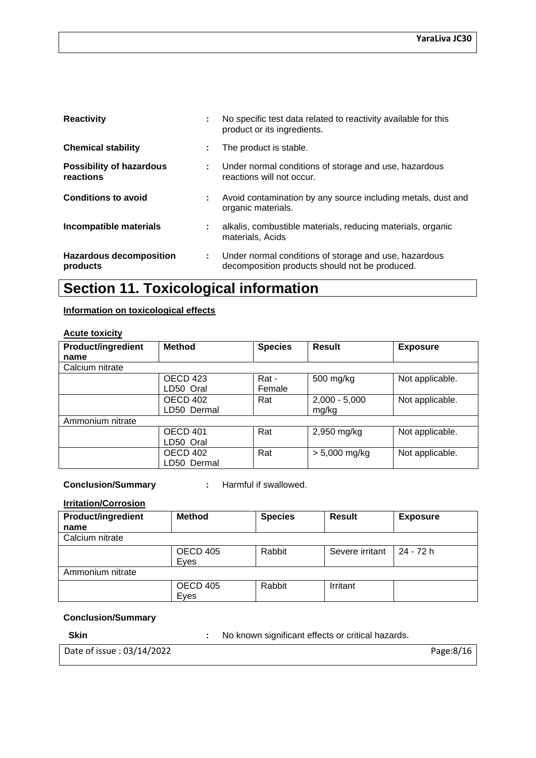| | | |
|---|---|---|
| **Reactivity** | : | No specific test data related to reactivity available for this product or its ingredients. |
| **Chemical stability** | : | The product is stable. |
| **Possibility of hazardous reactions** | : | Under normal conditions of storage and use, hazardous reactions will not occur. |
| **Conditions to avoid** | : | Avoid contamination by any source including metals, dust and organic materials. |
| **Incompatible materials** | : | alkalis, combustible materials, reducing materials, organic materials, Acids |
| **Hazardous decomposition products** | : | Under normal conditions of storage and use, hazardous decomposition products should not be produced. |

# Section 11. Toxicological information

**Information on toxicological effects**

**Acute toxicity**

| Product/ingredient name | Method | Species | Result | Exposure |
|---|---|---|---|---|
| Calcium nitrate | | | | |
| | OECD 423 LD50 Oral | Rat - Female | 500 mg/kg | Not applicable. |
| | OECD 402 LD50 Dermal | Rat | 2,000 - 5,000 mg/kg | Not applicable. |
| Ammonium nitrate | | | | |
| | OECD 401 LD50 Oral | Rat | 2,950 mg/kg | Not applicable. |
| | OECD 402 LD50 Dermal | Rat | > 5,000 mg/kg | Not applicable. |

**Conclusion/Summary** : Harmful if swallowed.

**Irritation/Corrosion**

| Product/ingredient name | Method | Species | Result | Exposure |
|---|---|---|---|---|
| Calcium nitrate | | | | |
| | OECD 405 Eyes | Rabbit | Severe irritant | 24 - 72 h |
| Ammonium nitrate | | | | |
| | OECD 405 Eyes | Rabbit | Irritant | |

**Conclusion/Summary**

**Skin** : No known significant effects or critical hazards.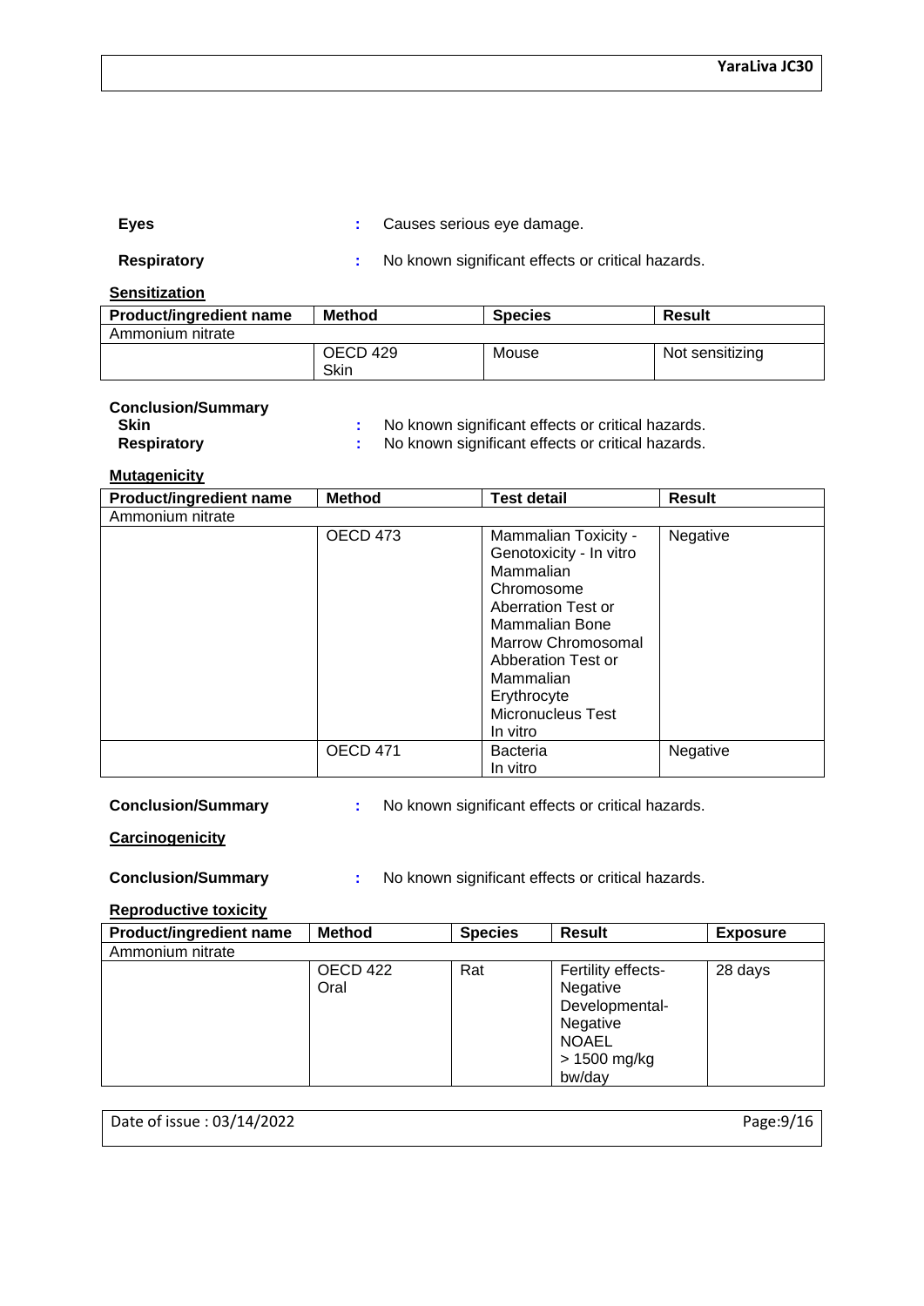**Eyes** : Causes serious eye damage.

**Respiratory** : No known significant effects or critical hazards.

**Sensitization**

| Product/ingredient name | Method | Species | Result |
|---|---|---|---|
| Ammonium nitrate | | | |
| | OECD 429<br>Skin | Mouse | Not sensitizing |

**Conclusion/Summary**

**Skin** : No known significant effects or critical hazards.

**Respiratory** : No known significant effects or critical hazards.

**Mutagenicity**

| Product/ingredient name | Method | Test detail | Result |
|---|---|---|---|
| Ammonium nitrate | | | |
| | OECD 473 | Mammalian Toxicity - Genotoxicity - In vitro Mammalian Chromosome Aberration Test or Mammalian Bone Marrow Chromosomal Abberation Test or Mammalian Erythrocyte Micronucleus Test In vitro | Negative |
| | OECD 471 | Bacteria In vitro | Negative |

**Conclusion/Summary** : No known significant effects or critical hazards.

**Carcinogenicity**

**Conclusion/Summary** : No known significant effects or critical hazards.

**Reproductive toxicity**

| Product/ingredient name | Method | Species | Result | Exposure |
|---|---|---|---|---|
| Ammonium nitrate | | | | |
| | OECD 422<br>Oral | Rat | Fertility effects-Negative<br>Developmental-Negative<br>NOAEL<br>> 1500 mg/kg bw/day | 28 days |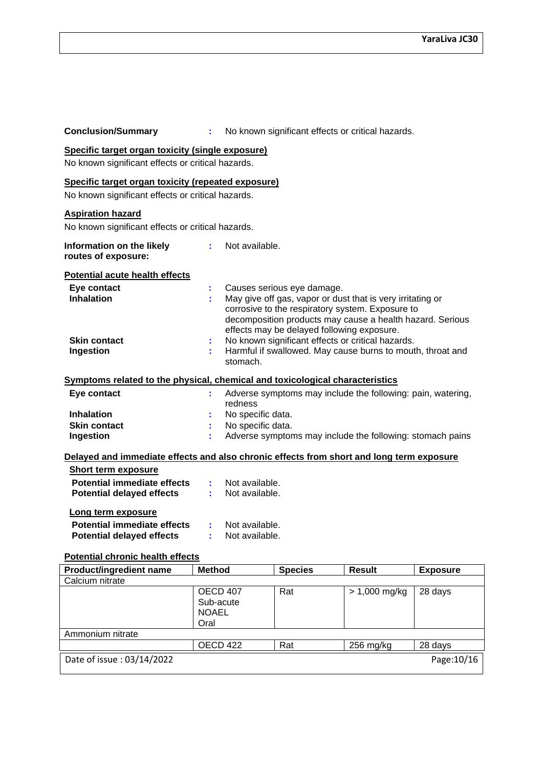**Conclusion/Summary** : No known significant effects or critical hazards.

**Specific target organ toxicity (single exposure)**

No known significant effects or critical hazards.

**Specific target organ toxicity (repeated exposure)**

No known significant effects or critical hazards.

**Aspiration hazard**

No known significant effects or critical hazards.

**Information on the likely routes of exposure:** : Not available.

**Potential acute health effects**

**Eye contact** : Causes serious eye damage.

**Inhalation** : May give off gas, vapor or dust that is very irritating or corrosive to the respiratory system. Exposure to decomposition products may cause a health hazard. Serious effects may be delayed following exposure.

**Skin contact** : No known significant effects or critical hazards.

**Ingestion** : Harmful if swallowed. May cause burns to mouth, throat and stomach.

**Symptoms related to the physical, chemical and toxicological characteristics**

**Eye contact** : Adverse symptoms may include the following: pain, watering, redness

**Inhalation** : No specific data.

**Skin contact** : No specific data.

**Ingestion** : Adverse symptoms may include the following: stomach pains

**Delayed and immediate effects and also chronic effects from short and long term exposure**

**Short term exposure**

**Potential immediate effects** : Not available.

**Potential delayed effects** : Not available.

**Long term exposure**

**Potential immediate effects** : Not available.

**Potential delayed effects** : Not available.

**Potential chronic health effects**

| Product/ingredient name | Method | Species | Result | Exposure |
|---|---|---|---|---|
| Calcium nitrate | | | | |
| | OECD 407 Sub-acute NOAEL Oral | Rat | > 1,000 mg/kg | 28 days |
| Ammonium nitrate | | | | |
| | OECD 422 | Rat | 256 mg/kg | 28 days |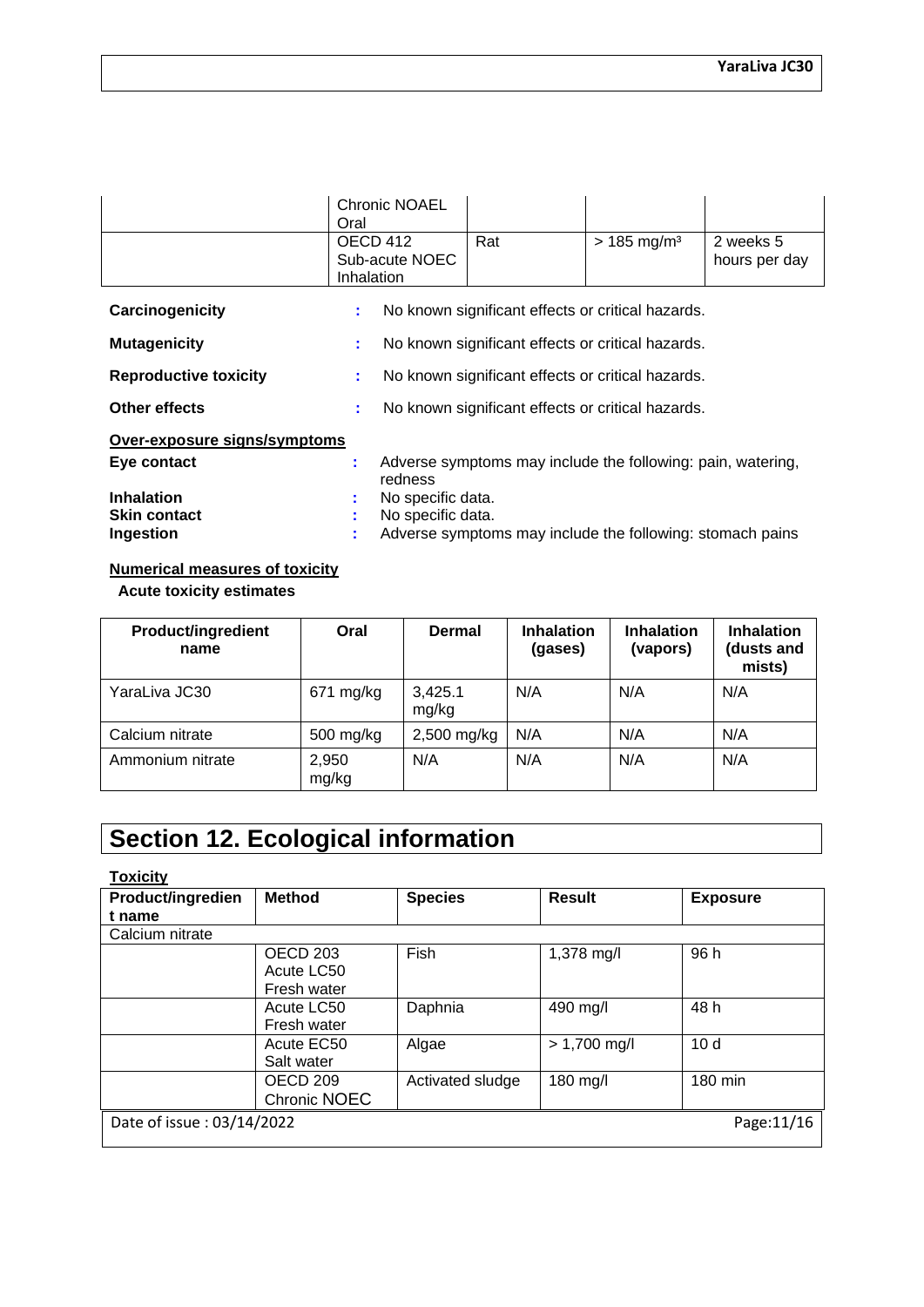| | Chronic NOAEL Oral | | | |
|---|---|---|---|---|
| | OECD 412 Sub-acute NOEC Inhalation | Rat | > 185 mg/m³ | 2 weeks 5 hours per day |

**Carcinogenicity** : No known significant effects or critical hazards.

**Mutagenicity** : No known significant effects or critical hazards.

**Reproductive toxicity** : No known significant effects or critical hazards.

**Other effects** : No known significant effects or critical hazards.

**Over-exposure signs/symptoms**

**Eye contact** : Adverse symptoms may include the following: pain, watering, redness

**Inhalation** : No specific data.

**Skin contact** : No specific data.

**Ingestion** : Adverse symptoms may include the following: stomach pains

**Numerical measures of toxicity**

**Acute toxicity estimates**

| Product/ingredient name | Oral | Dermal | Inhalation (gases) | Inhalation (vapors) | Inhalation (dusts and mists) |
|---|---|---|---|---|---|
| YaraLiva JC30 | 671 mg/kg | 3,425.1 mg/kg | N/A | N/A | N/A |
| Calcium nitrate | 500 mg/kg | 2,500 mg/kg | N/A | N/A | N/A |
| Ammonium nitrate | 2,950 mg/kg | N/A | N/A | N/A | N/A |

# Section 12. Ecological information

**Toxicity**

| Product/ingredient name | Method | Species | Result | Exposure |
|---|---|---|---|---|
| Calcium nitrate | | | | |
| | OECD 203 Acute LC50 Fresh water | Fish | 1,378 mg/l | 96 h |
| | Acute LC50 Fresh water | Daphnia | 490 mg/l | 48 h |
| | Acute EC50 Salt water | Algae | > 1,700 mg/l | 10 d |
| | OECD 209 Chronic NOEC | Activated sludge | 180 mg/l | 180 min |

Date of issue : 03/14/2022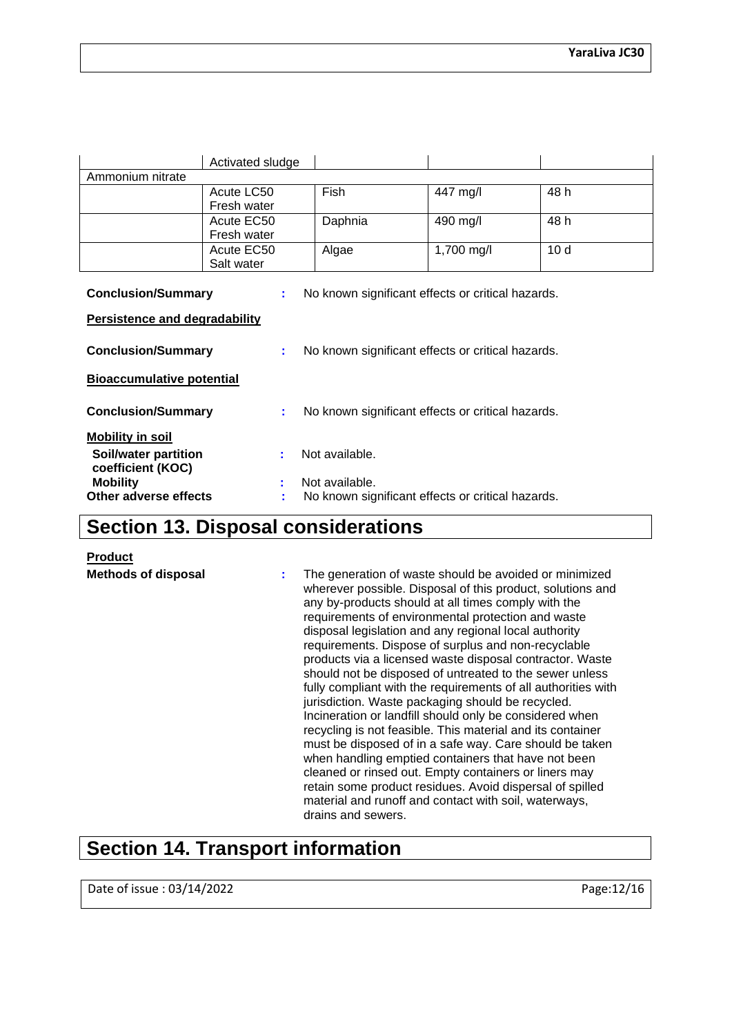| | | | | |
|---|---|---|---|---|
| | Activated sludge | | | |
| Ammonium nitrate | | | | |
| | Acute LC50 Fresh water | Fish | 447 mg/l | 48 h |
| | Acute EC50 Fresh water | Daphnia | 490 mg/l | 48 h |
| | Acute EC50 Salt water | Algae | 1,700 mg/l | 10 d |

**Conclusion/Summary** : No known significant effects or critical hazards.

**Persistence and degradability**

**Conclusion/Summary** : No known significant effects or critical hazards.

**Bioaccumulative potential**

**Conclusion/Summary** : No known significant effects or critical hazards.

**Mobility in soil**

**Soil/water partition coefficient (KOC)** : Not available.

**Mobility** : Not available.

**Other adverse effects** : No known significant effects or critical hazards.

# Section 13. Disposal considerations

**Product**

**Methods of disposal** : The generation of waste should be avoided or minimized wherever possible. Disposal of this product, solutions and any by-products should at all times comply with the requirements of environmental protection and waste disposal legislation and any regional local authority requirements. Dispose of surplus and non-recyclable products via a licensed waste disposal contractor. Waste should not be disposed of untreated to the sewer unless fully compliant with the requirements of all authorities with jurisdiction. Waste packaging should be recycled. Incineration or landfill should only be considered when recycling is not feasible. This material and its container must be disposed of in a safe way. Care should be taken when handling emptied containers that have not been cleaned or rinsed out. Empty containers or liners may retain some product residues. Avoid dispersal of spilled material and runoff and contact with soil, waterways, drains and sewers.

# Section 14. Transport information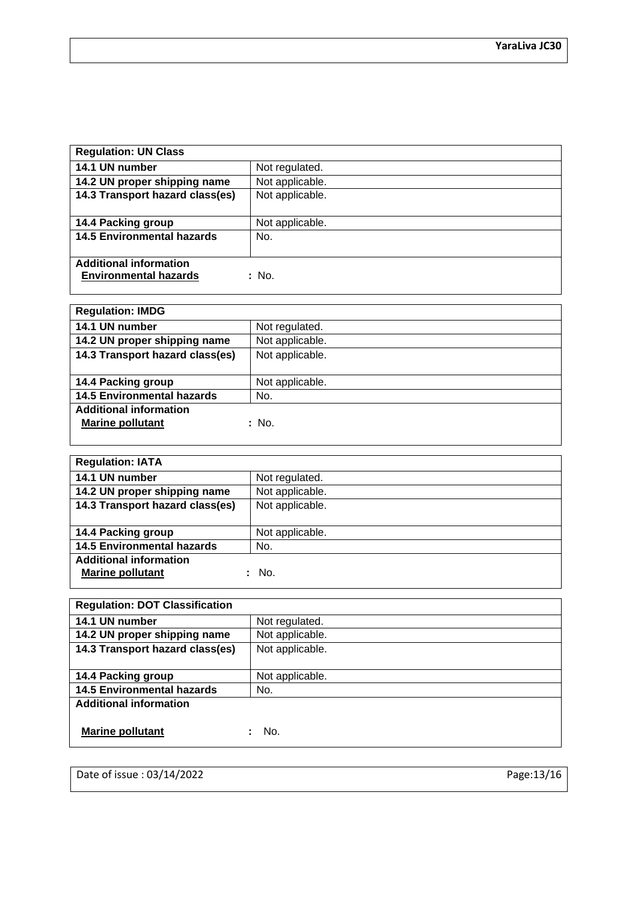| Regulation: UN Class | |
|---|---|
| **14.1 UN number** | Not regulated. |
| **14.2 UN proper shipping name** | Not applicable. |
| **14.3 Transport hazard class(es)** | Not applicable. |
| **14.4 Packing group** | Not applicable. |
| **14.5 Environmental hazards** | No. |
| **Additional information** | |
| **Environmental hazards** | : No. |

| Regulation: IMDG | |
|---|---|
| **14.1 UN number** | Not regulated. |
| **14.2 UN proper shipping name** | Not applicable. |
| **14.3 Transport hazard class(es)** | Not applicable. |
| **14.4 Packing group** | Not applicable. |
| **14.5 Environmental hazards** | No. |
| **Additional information** | |
| **Marine pollutant** | : No. |

| Regulation: IATA | |
|---|---|
| **14.1 UN number** | Not regulated. |
| **14.2 UN proper shipping name** | Not applicable. |
| **14.3 Transport hazard class(es)** | Not applicable. |
| **14.4 Packing group** | Not applicable. |
| **14.5 Environmental hazards** | No. |
| **Additional information** | |
| **Marine pollutant** | : No. |

| Regulation: DOT Classification | |
|---|---|
| **14.1 UN number** | Not regulated. |
| **14.2 UN proper shipping name** | Not applicable. |
| **14.3 Transport hazard class(es)** | Not applicable. |
| **14.4 Packing group** | Not applicable. |
| **14.5 Environmental hazards** | No. |
| **Additional information** | |
| **Marine pollutant** | : No. |

Date of issue : 03/14/2022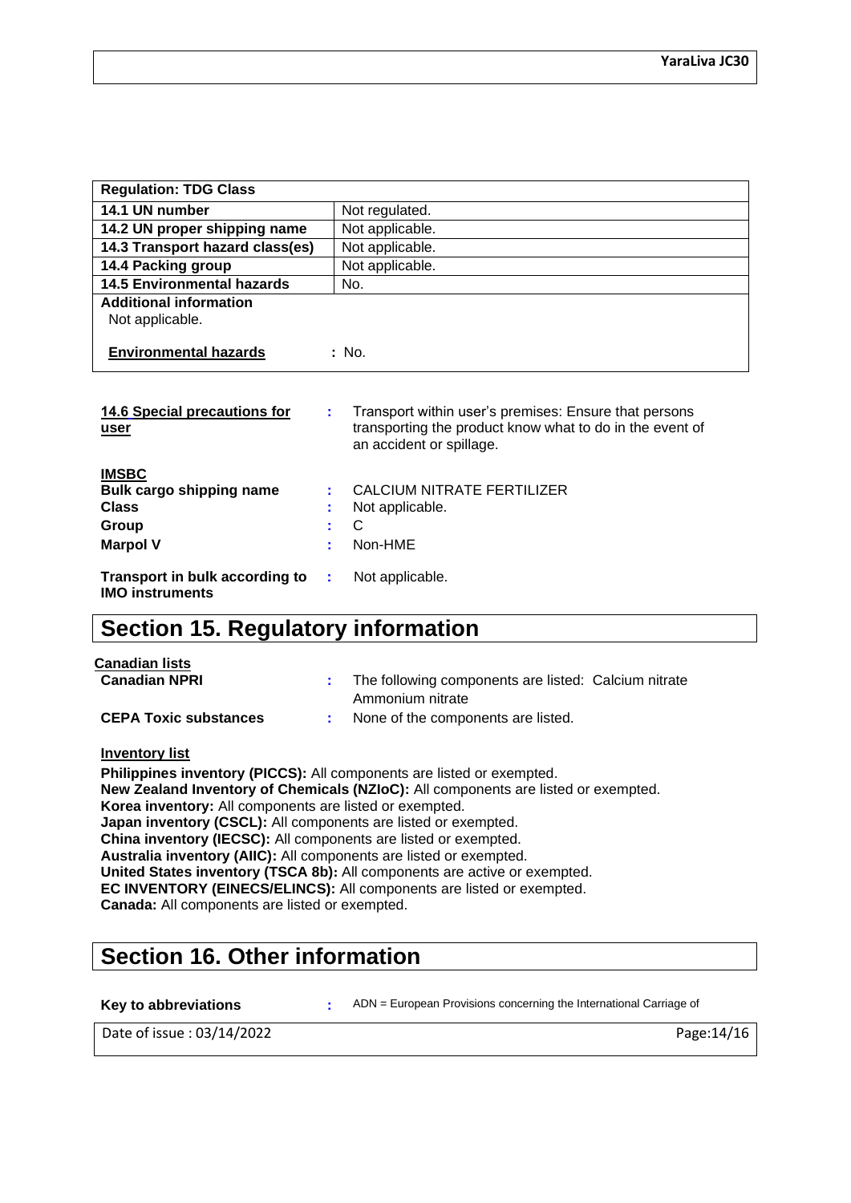| Regulation: TDG Class | |
|---|---|
| 14.1 UN number | Not regulated. |
| 14.2 UN proper shipping name | Not applicable. |
| 14.3 Transport hazard class(es) | Not applicable. |
| 14.4 Packing group | Not applicable. |
| 14.5 Environmental hazards | No. |
| **Additional information** Not applicable. | |
| **Environmental hazards** | **:** No. |

**14.6 Special precautions for user** : Transport within user's premises: Ensure that persons transporting the product know what to do in the event of an accident or spillage.

**IMSBC**

**Bulk cargo shipping name** : CALCIUM NITRATE FERTILIZER

**Class** : Not applicable.

**Group** : C

**Marpol V** : Non-HME

**Transport in bulk according to IMO instruments** : Not applicable.

# Section 15. Regulatory information

**Canadian lists**

**Canadian NPRI** : The following components are listed: Calcium nitrate Ammonium nitrate

**CEPA Toxic substances** : None of the components are listed.

**Inventory list**

**Philippines inventory (PICCS):** All components are listed or exempted.
**New Zealand Inventory of Chemicals (NZIoC):** All components are listed or exempted.
**Korea inventory:** All components are listed or exempted.
**Japan inventory (CSCL):** All components are listed or exempted.
**China inventory (IECSC):** All components are listed or exempted.
**Australia inventory (AIIC):** All components are listed or exempted.
**United States inventory (TSCA 8b):** All components are active or exempted.
**EC INVENTORY (EINECS/ELINCS):** All components are listed or exempted.
**Canada:** All components are listed or exempted.

# Section 16. Other information

**Key to abbreviations** : ADN = European Provisions concerning the International Carriage of

Date of issue : 03/14/2022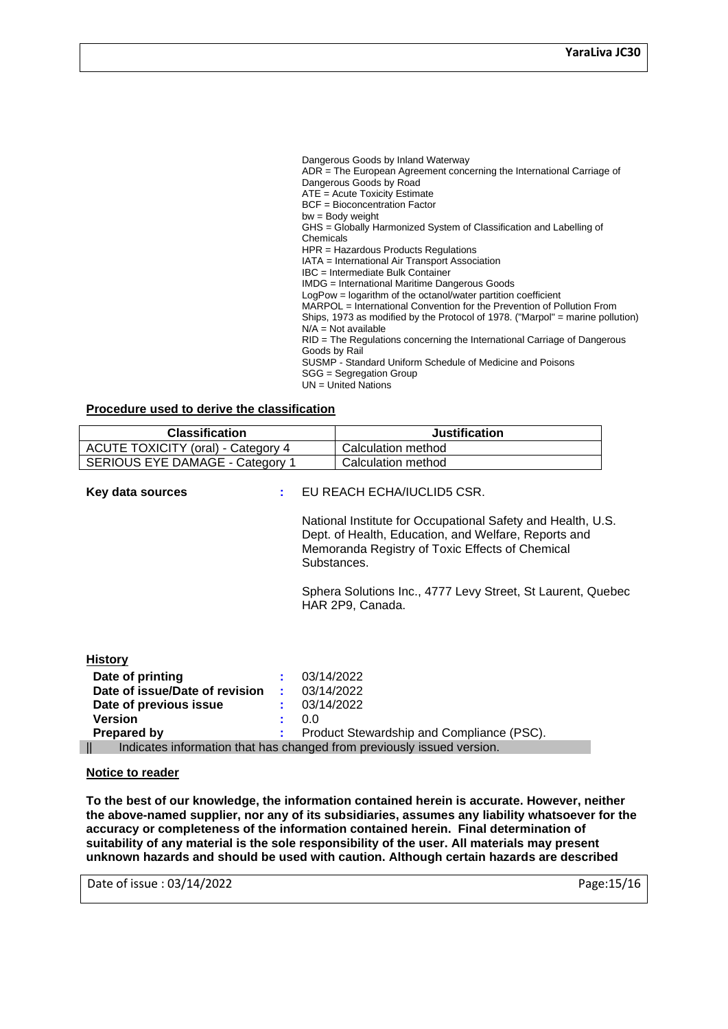Dangerous Goods by Inland Waterway
ADR = The European Agreement concerning the International Carriage of Dangerous Goods by Road
ATE = Acute Toxicity Estimate
BCF = Bioconcentration Factor
bw = Body weight
GHS = Globally Harmonized System of Classification and Labelling of Chemicals
HPR = Hazardous Products Regulations
IATA = International Air Transport Association
IBC = Intermediate Bulk Container
IMDG = International Maritime Dangerous Goods
LogPow = logarithm of the octanol/water partition coefficient
MARPOL = International Convention for the Prevention of Pollution From Ships, 1973 as modified by the Protocol of 1978. ("Marpol" = marine pollution)
N/A = Not available
RID = The Regulations concerning the International Carriage of Dangerous Goods by Rail
SUSMP - Standard Uniform Schedule of Medicine and Poisons
SGG = Segregation Group
UN = United Nations

**Procedure used to derive the classification**

| Classification | Justification |
|---|---|
| ACUTE TOXICITY (oral) - Category 4 | Calculation method |
| SERIOUS EYE DAMAGE - Category 1 | Calculation method |

**Key data sources** : EU REACH ECHA/IUCLID5 CSR.

National Institute for Occupational Safety and Health, U.S. Dept. of Health, Education, and Welfare, Reports and Memoranda Registry of Toxic Effects of Chemical Substances.

Sphera Solutions Inc., 4777 Levy Street, St Laurent, Quebec HAR 2P9, Canada.

**History**

**Date of printing** : 03/14/2022
**Date of issue/Date of revision** : 03/14/2022
**Date of previous issue** : 03/14/2022
**Version** : 0.0
**Prepared by** : Product Stewardship and Compliance (PSC).

|| Indicates information that has changed from previously issued version.

**Notice to reader**

**To the best of our knowledge, the information contained herein is accurate. However, neither the above-named supplier, nor any of its subsidiaries, assumes any liability whatsoever for the accuracy or completeness of the information contained herein. Final determination of suitability of any material is the sole responsibility of the user. All materials may present unknown hazards and should be used with caution. Although certain hazards are described**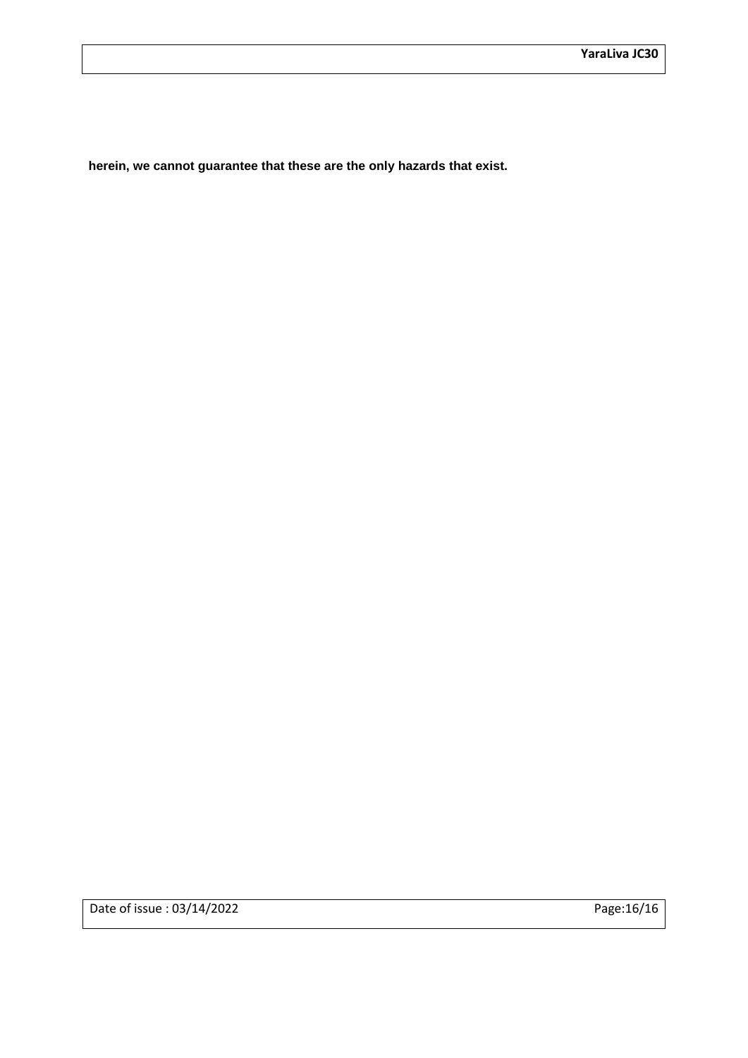**herein, we cannot guarantee that these are the only hazards that exist.**